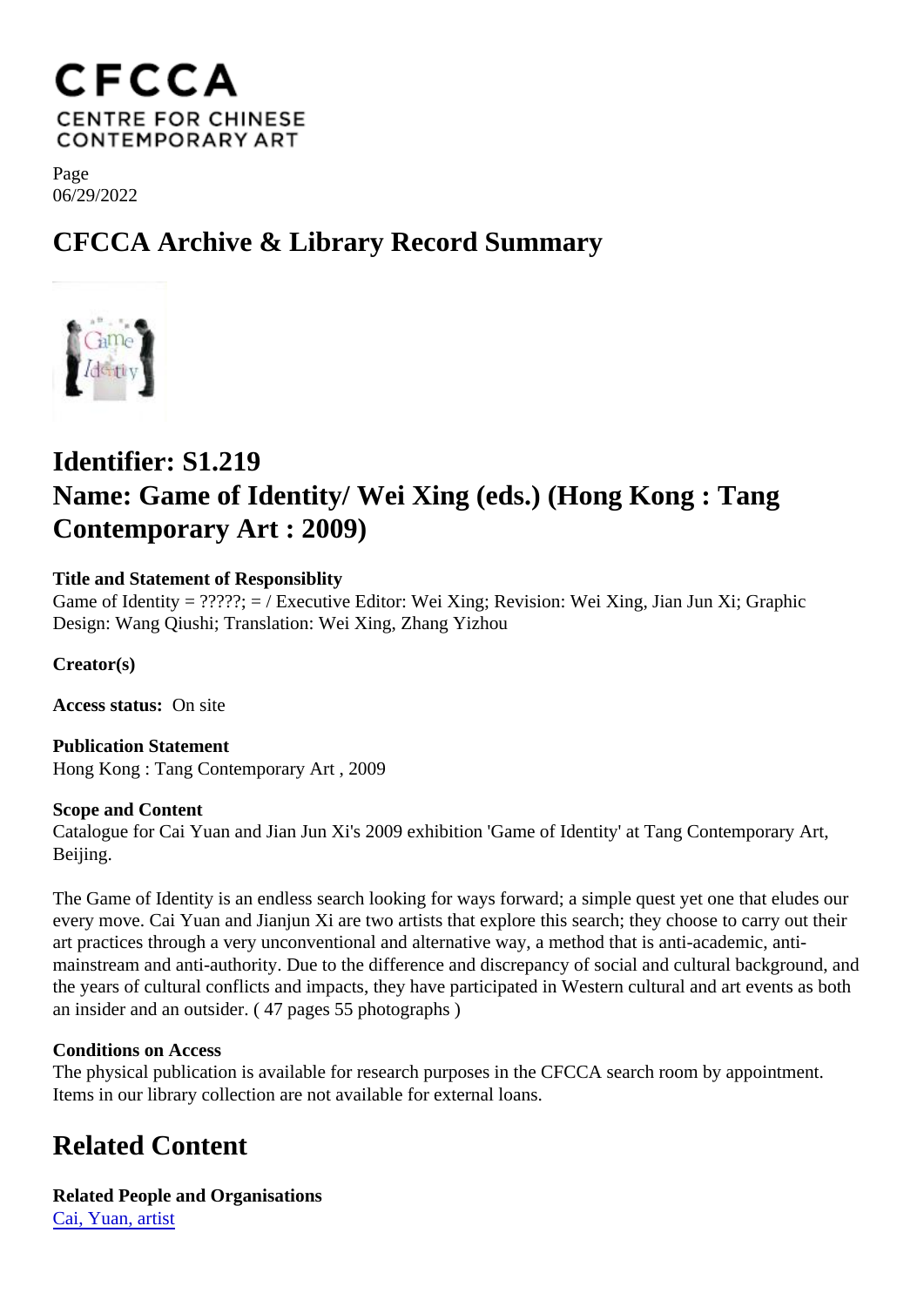# CFCCA
CENTRE FOR CHINESE CONTEMPORARY ART

Page
06/29/2022

## CFCCA Archive & Library Record Summary

## Identifier: S1.219
## Name: Game of Identity/ Wei Xing (eds.) (Hong Kong : Tang Contemporary Art : 2009)

**Title and Statement of Responsiblity**
Game of Identity = ?????; = / Executive Editor: Wei Xing; Revision: Wei Xing, Jian Jun Xi; Graphic Design: Wang Qiushi; Translation: Wei Xing, Zhang Yizhou

**Creator(s)**

**Access status:** On site

**Publication Statement**
Hong Kong : Tang Contemporary Art , 2009

**Scope and Content**
Catalogue for Cai Yuan and Jian Jun Xi's 2009 exhibition 'Game of Identity' at Tang Contemporary Art, Beijing.

The Game of Identity is an endless search looking for ways forward; a simple quest yet one that eludes our every move. Cai Yuan and Jianjun Xi are two artists that explore this search; they choose to carry out their art practices through a very unconventional and alternative way, a method that is anti-academic, anti-mainstream and anti-authority. Due to the difference and discrepancy of social and cultural background, and the years of cultural conflicts and impacts, they have participated in Western cultural and art events as both an insider and an outsider. ( 47 pages 55 photographs )

**Conditions on Access**
The physical publication is available for research purposes in the CFCCA search room by appointment. Items in our library collection are not available for external loans.

## Related Content

**Related People and Organisations**
Cai, Yuan, artist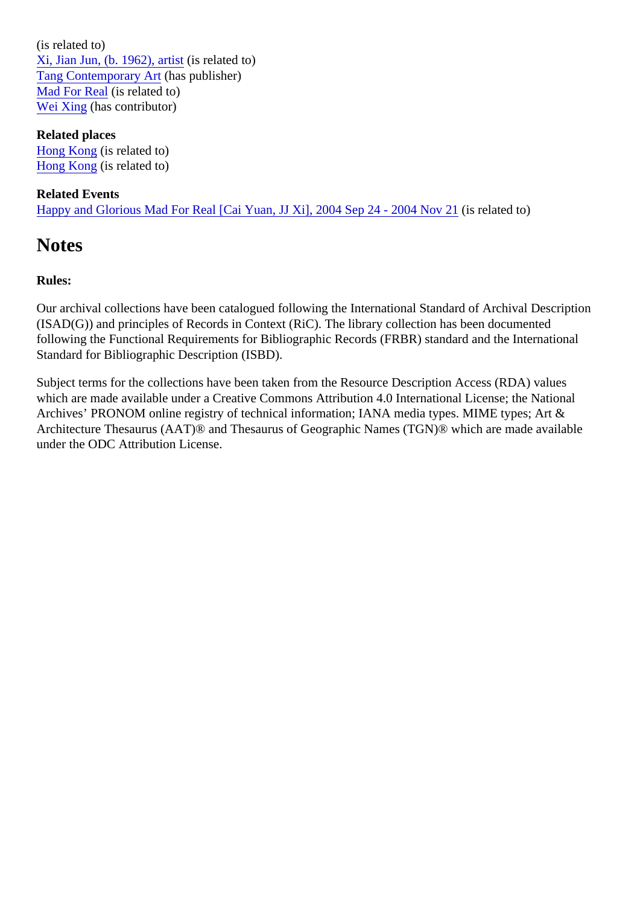(is related to)
Xi, Jian Jun, (b. 1962), artist (is related to)
Tang Contemporary Art (has publisher)
Mad For Real (is related to)
Wei Xing (has contributor)

**Related places**
Hong Kong (is related to)
Hong Kong (is related to)

**Related Events**
Happy and Glorious Mad For Real [Cai Yuan, JJ Xi], 2004 Sep 24 - 2004 Nov 21 (is related to)

# Notes

**Rules:**

Our archival collections have been catalogued following the International Standard of Archival Description (ISAD(G)) and principles of Records in Context (RiC). The library collection has been documented following the Functional Requirements for Bibliographic Records (FRBR) standard and the International Standard for Bibliographic Description (ISBD).

Subject terms for the collections have been taken from the Resource Description Access (RDA) values which are made available under a Creative Commons Attribution 4.0 International License; the National Archives' PRONOM online registry of technical information; IANA media types. MIME types; Art & Architecture Thesaurus (AAT)® and Thesaurus of Geographic Names (TGN)® which are made available under the ODC Attribution License.